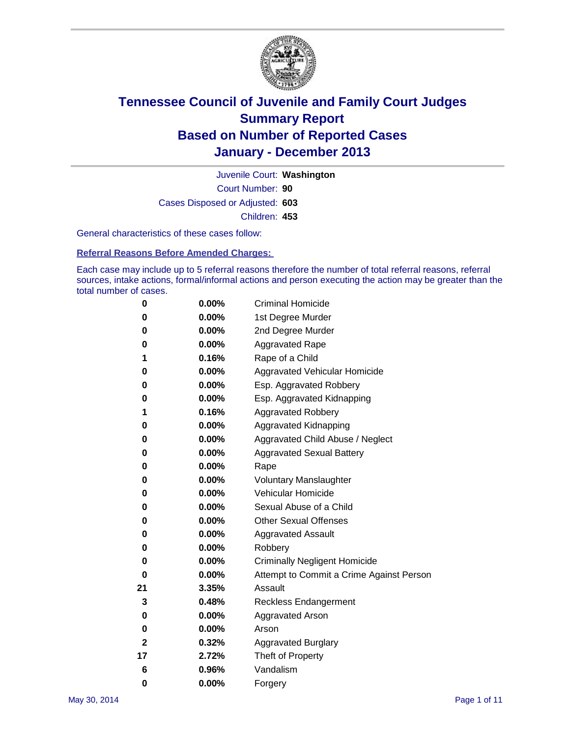# Tennessee Council of Juvenile and Family Court Judges
## Summary Report
## Based on Number of Reported Cases
## January - December 2013

Juvenile Court: **Washington**

Court Number: **90**

Cases Disposed or Adjusted: **603**

Children: **453**

General characteristics of these cases follow:

### Referral Reasons Before Amended Charges:

Each case may include up to 5 referral reasons therefore the number of total referral reasons, referral sources, intake actions, formal/informal actions and person executing the action may be greater than the total number of cases.

| Count | Percent | Referral Reason |
|---|---|---|
| 0 | 0.00% | Criminal Homicide |
| 0 | 0.00% | 1st Degree Murder |
| 0 | 0.00% | 2nd Degree Murder |
| 0 | 0.00% | Aggravated Rape |
| 1 | 0.16% | Rape of a Child |
| 0 | 0.00% | Aggravated Vehicular Homicide |
| 0 | 0.00% | Esp. Aggravated Robbery |
| 0 | 0.00% | Esp. Aggravated Kidnapping |
| 1 | 0.16% | Aggravated Robbery |
| 0 | 0.00% | Aggravated Kidnapping |
| 0 | 0.00% | Aggravated Child Abuse / Neglect |
| 0 | 0.00% | Aggravated Sexual Battery |
| 0 | 0.00% | Rape |
| 0 | 0.00% | Voluntary Manslaughter |
| 0 | 0.00% | Vehicular Homicide |
| 0 | 0.00% | Sexual Abuse of a Child |
| 0 | 0.00% | Other Sexual Offenses |
| 0 | 0.00% | Aggravated Assault |
| 0 | 0.00% | Robbery |
| 0 | 0.00% | Criminally Negligent Homicide |
| 0 | 0.00% | Attempt to Commit a Crime Against Person |
| 21 | 3.35% | Assault |
| 3 | 0.48% | Reckless Endangerment |
| 0 | 0.00% | Aggravated Arson |
| 0 | 0.00% | Arson |
| 2 | 0.32% | Aggravated Burglary |
| 17 | 2.72% | Theft of Property |
| 6 | 0.96% | Vandalism |
| 0 | 0.00% | Forgery |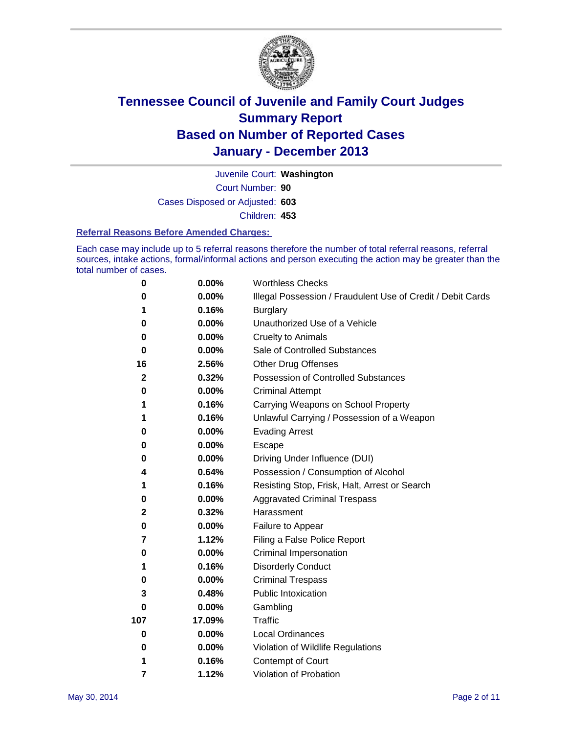# Tennessee Council of Juvenile and Family Court Judges
# Summary Report
# Based on Number of Reported Cases
# January - December 2013

Juvenile Court: **Washington**

Court Number: **90**

Cases Disposed or Adjusted: **603**

Children: **453**

### Referral Reasons Before Amended Charges:

Each case may include up to 5 referral reasons therefore the number of total referral reasons, referral sources, intake actions, formal/informal actions and person executing the action may be greater than the total number of cases.

| | | |
|---|---|---|
| 0 | 0.00% | Worthless Checks |
| 0 | 0.00% | Illegal Possession / Fraudulent Use of Credit / Debit Cards |
| 1 | 0.16% | Burglary |
| 0 | 0.00% | Unauthorized Use of a Vehicle |
| 0 | 0.00% | Cruelty to Animals |
| 0 | 0.00% | Sale of Controlled Substances |
| 16 | 2.56% | Other Drug Offenses |
| 2 | 0.32% | Possession of Controlled Substances |
| 0 | 0.00% | Criminal Attempt |
| 1 | 0.16% | Carrying Weapons on School Property |
| 1 | 0.16% | Unlawful Carrying / Possession of a Weapon |
| 0 | 0.00% | Evading Arrest |
| 0 | 0.00% | Escape |
| 0 | 0.00% | Driving Under Influence (DUI) |
| 4 | 0.64% | Possession / Consumption of Alcohol |
| 1 | 0.16% | Resisting Stop, Frisk, Halt, Arrest or Search |
| 0 | 0.00% | Aggravated Criminal Trespass |
| 2 | 0.32% | Harassment |
| 0 | 0.00% | Failure to Appear |
| 7 | 1.12% | Filing a False Police Report |
| 0 | 0.00% | Criminal Impersonation |
| 1 | 0.16% | Disorderly Conduct |
| 0 | 0.00% | Criminal Trespass |
| 3 | 0.48% | Public Intoxication |
| 0 | 0.00% | Gambling |
| 107 | 17.09% | Traffic |
| 0 | 0.00% | Local Ordinances |
| 0 | 0.00% | Violation of Wildlife Regulations |
| 1 | 0.16% | Contempt of Court |
| 7 | 1.12% | Violation of Probation |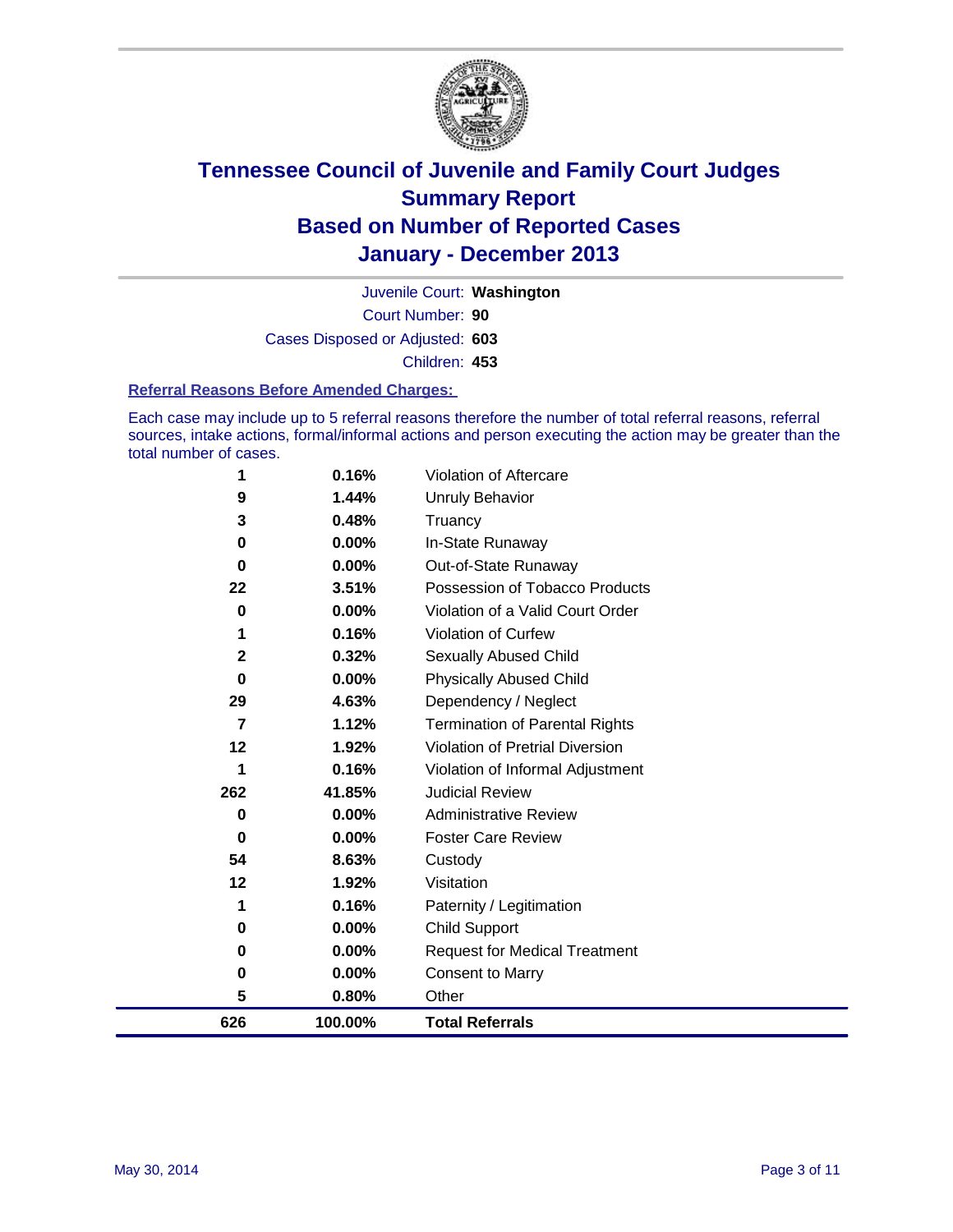# Tennessee Council of Juvenile and Family Court Judges
# Summary Report
# Based on Number of Reported Cases
# January - December 2013

Juvenile Court: **Washington**

Court Number: **90**

Cases Disposed or Adjusted: **603**

Children: **453**

### Referral Reasons Before Amended Charges:

Each case may include up to 5 referral reasons therefore the number of total referral reasons, referral sources, intake actions, formal/informal actions and person executing the action may be greater than the total number of cases.

| Count | Percent | Referral Reason |
|---|---|---|
| 1 | 0.16% | Violation of Aftercare |
| 9 | 1.44% | Unruly Behavior |
| 3 | 0.48% | Truancy |
| 0 | 0.00% | In-State Runaway |
| 0 | 0.00% | Out-of-State Runaway |
| 22 | 3.51% | Possession of Tobacco Products |
| 0 | 0.00% | Violation of a Valid Court Order |
| 1 | 0.16% | Violation of Curfew |
| 2 | 0.32% | Sexually Abused Child |
| 0 | 0.00% | Physically Abused Child |
| 29 | 4.63% | Dependency / Neglect |
| 7 | 1.12% | Termination of Parental Rights |
| 12 | 1.92% | Violation of Pretrial Diversion |
| 1 | 0.16% | Violation of Informal Adjustment |
| 262 | 41.85% | Judicial Review |
| 0 | 0.00% | Administrative Review |
| 0 | 0.00% | Foster Care Review |
| 54 | 8.63% | Custody |
| 12 | 1.92% | Visitation |
| 1 | 0.16% | Paternity / Legitimation |
| 0 | 0.00% | Child Support |
| 0 | 0.00% | Request for Medical Treatment |
| 0 | 0.00% | Consent to Marry |
| 5 | 0.80% | Other |
| **626** | **100.00%** | **Total Referrals** |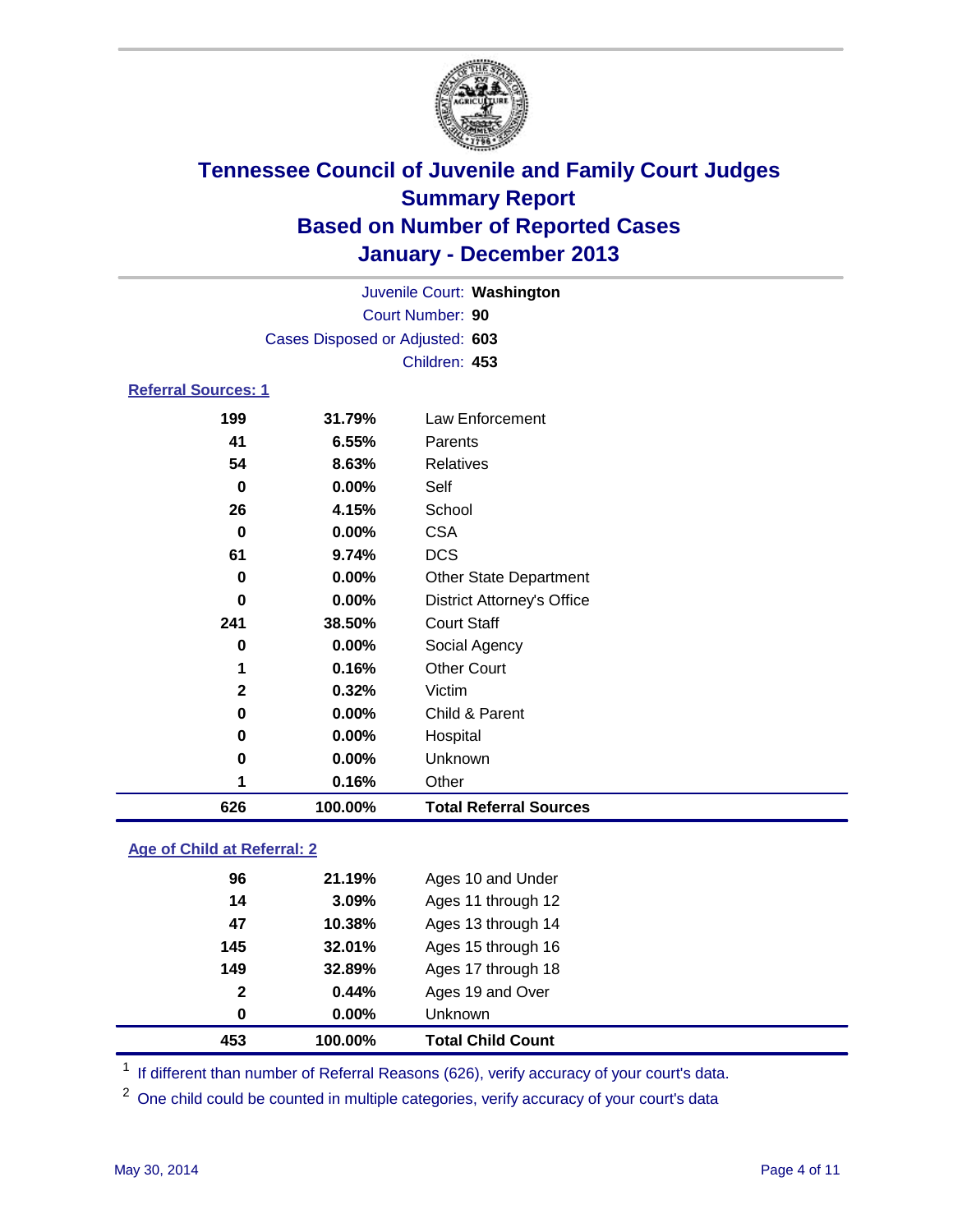# Tennessee Council of Juvenile and Family Court Judges
## Summary Report
## Based on Number of Reported Cases
## January - December 2013

Juvenile Court: **Washington**
Court Number: **90**
Cases Disposed or Adjusted: **603**
Children: **453**

### Referral Sources: 1

| | | |
|---|---|---|
| 199 | 31.79% | Law Enforcement |
| 41 | 6.55% | Parents |
| 54 | 8.63% | Relatives |
| 0 | 0.00% | Self |
| 26 | 4.15% | School |
| 0 | 0.00% | CSA |
| 61 | 9.74% | DCS |
| 0 | 0.00% | Other State Department |
| 0 | 0.00% | District Attorney's Office |
| 241 | 38.50% | Court Staff |
| 0 | 0.00% | Social Agency |
| 1 | 0.16% | Other Court |
| 2 | 0.32% | Victim |
| 0 | 0.00% | Child & Parent |
| 0 | 0.00% | Hospital |
| 0 | 0.00% | Unknown |
| 1 | 0.16% | Other |
| **626** | **100.00%** | **Total Referral Sources** |

### Age of Child at Referral: 2

| | | |
|---|---|---|
| 96 | 21.19% | Ages 10 and Under |
| 14 | 3.09% | Ages 11 through 12 |
| 47 | 10.38% | Ages 13 through 14 |
| 145 | 32.01% | Ages 15 through 16 |
| 149 | 32.89% | Ages 17 through 18 |
| 2 | 0.44% | Ages 19 and Over |
| 0 | 0.00% | Unknown |
| **453** | **100.00%** | **Total Child Count** |

[1] If different than number of Referral Reasons (626), verify accuracy of your court's data.

[2] One child could be counted in multiple categories, verify accuracy of your court's data

May 30, 2014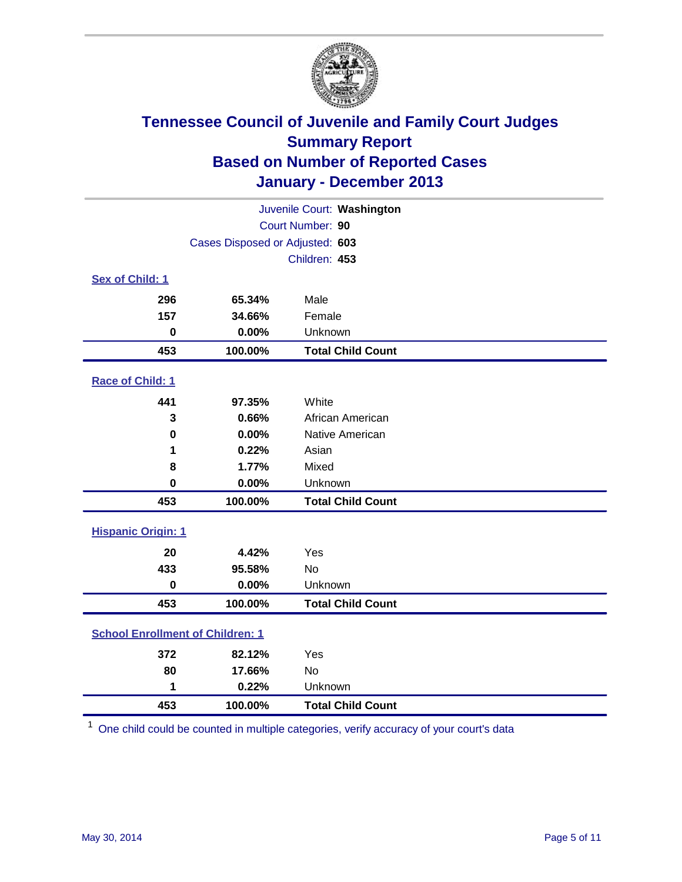# Tennessee Council of Juvenile and Family Court Judges
## Summary Report
## Based on Number of Reported Cases
## January - December 2013

Juvenile Court: **Washington**
Court Number: **90**
Cases Disposed or Adjusted: **603**
Children: **453**

### Sex of Child: 1

| Count | Percent | Category |
|---|---|---|
| 296 | 65.34% | Male |
| 157 | 34.66% | Female |
| 0 | 0.00% | Unknown |
| **453** | **100.00%** | **Total Child Count** |

### Race of Child: 1

| Count | Percent | Category |
|---|---|---|
| 441 | 97.35% | White |
| 3 | 0.66% | African American |
| 0 | 0.00% | Native American |
| 1 | 0.22% | Asian |
| 8 | 1.77% | Mixed |
| 0 | 0.00% | Unknown |
| **453** | **100.00%** | **Total Child Count** |

### Hispanic Origin: 1

| Count | Percent | Category |
|---|---|---|
| 20 | 4.42% | Yes |
| 433 | 95.58% | No |
| 0 | 0.00% | Unknown |
| **453** | **100.00%** | **Total Child Count** |

### School Enrollment of Children: 1

| Count | Percent | Category |
|---|---|---|
| 372 | 82.12% | Yes |
| 80 | 17.66% | No |
| 1 | 0.22% | Unknown |
| **453** | **100.00%** | **Total Child Count** |

[1] One child could be counted in multiple categories, verify accuracy of your court's data

May 30, 2014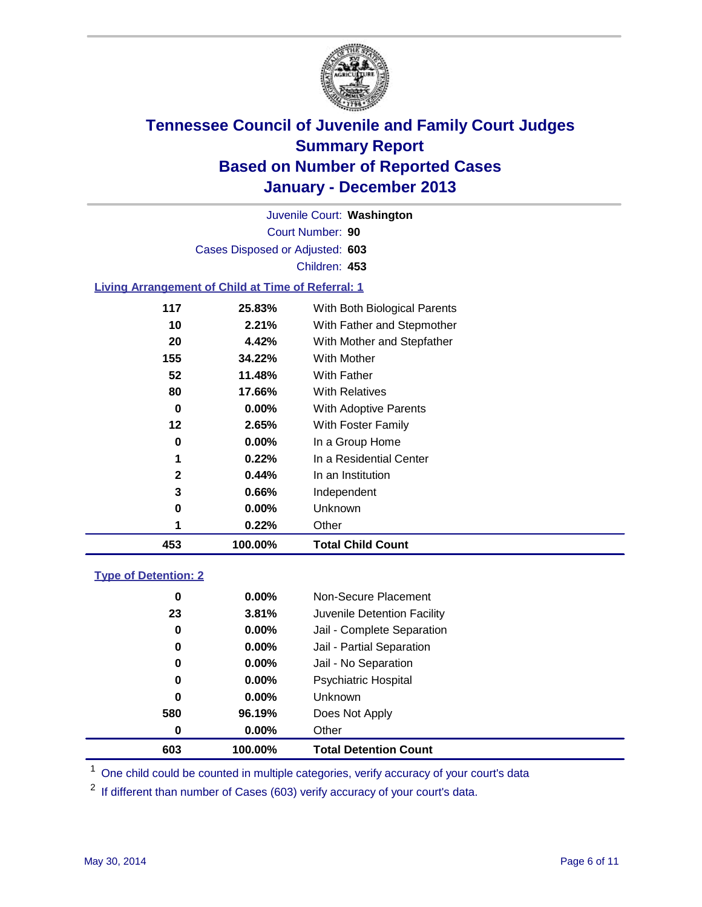# Tennessee Council of Juvenile and Family Court Judges
## Summary Report
## Based on Number of Reported Cases
## January - December 2013

Juvenile Court: **Washington**
Court Number: **90**
Cases Disposed or Adjusted: **603**
Children: **453**

### Living Arrangement of Child at Time of Referral: 1

| Count | Percent | Category |
|---|---|---|
| 117 | 25.83% | With Both Biological Parents |
| 10 | 2.21% | With Father and Stepmother |
| 20 | 4.42% | With Mother and Stepfather |
| 155 | 34.22% | With Mother |
| 52 | 11.48% | With Father |
| 80 | 17.66% | With Relatives |
| 0 | 0.00% | With Adoptive Parents |
| 12 | 2.65% | With Foster Family |
| 0 | 0.00% | In a Group Home |
| 1 | 0.22% | In a Residential Center |
| 2 | 0.44% | In an Institution |
| 3 | 0.66% | Independent |
| 0 | 0.00% | Unknown |
| 1 | 0.22% | Other |
| **453** | **100.00%** | **Total Child Count** |

### Type of Detention: 2

| Count | Percent | Category |
|---|---|---|
| 0 | 0.00% | Non-Secure Placement |
| 23 | 3.81% | Juvenile Detention Facility |
| 0 | 0.00% | Jail - Complete Separation |
| 0 | 0.00% | Jail - Partial Separation |
| 0 | 0.00% | Jail - No Separation |
| 0 | 0.00% | Psychiatric Hospital |
| 0 | 0.00% | Unknown |
| 580 | 96.19% | Does Not Apply |
| 0 | 0.00% | Other |
| **603** | **100.00%** | **Total Detention Count** |

[1] One child could be counted in multiple categories, verify accuracy of your court's data

[2] If different than number of Cases (603) verify accuracy of your court's data.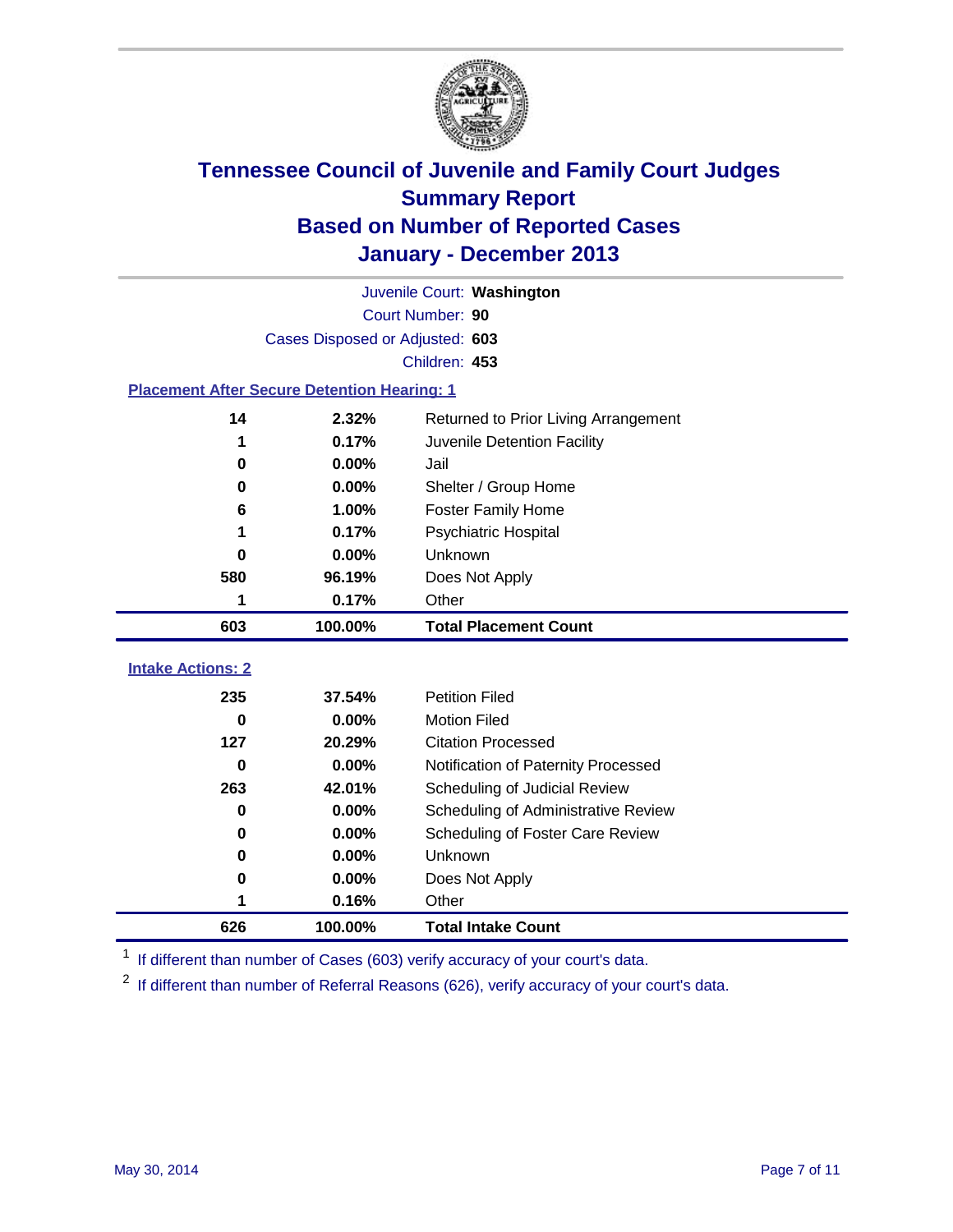# Tennessee Council of Juvenile and Family Court Judges
## Summary Report
## Based on Number of Reported Cases
## January - December 2013

Juvenile Court: **Washington**
Court Number: **90**
Cases Disposed or Adjusted: **603**
Children: **453**

### Placement After Secure Detention Hearing: 1

| Count | Percent | Placement |
|---|---|---|
| 14 | 2.32% | Returned to Prior Living Arrangement |
| 1 | 0.17% | Juvenile Detention Facility |
| 0 | 0.00% | Jail |
| 0 | 0.00% | Shelter / Group Home |
| 6 | 1.00% | Foster Family Home |
| 1 | 0.17% | Psychiatric Hospital |
| 0 | 0.00% | Unknown |
| 580 | 96.19% | Does Not Apply |
| 1 | 0.17% | Other |
| **603** | **100.00%** | **Total Placement Count** |

### Intake Actions: 2

| Count | Percent | Intake Action |
|---|---|---|
| 235 | 37.54% | Petition Filed |
| 0 | 0.00% | Motion Filed |
| 127 | 20.29% | Citation Processed |
| 0 | 0.00% | Notification of Paternity Processed |
| 263 | 42.01% | Scheduling of Judicial Review |
| 0 | 0.00% | Scheduling of Administrative Review |
| 0 | 0.00% | Scheduling of Foster Care Review |
| 0 | 0.00% | Unknown |
| 0 | 0.00% | Does Not Apply |
| 1 | 0.16% | Other |
| **626** | **100.00%** | **Total Intake Count** |

[1] If different than number of Cases (603) verify accuracy of your court's data.

[2] If different than number of Referral Reasons (626), verify accuracy of your court's data.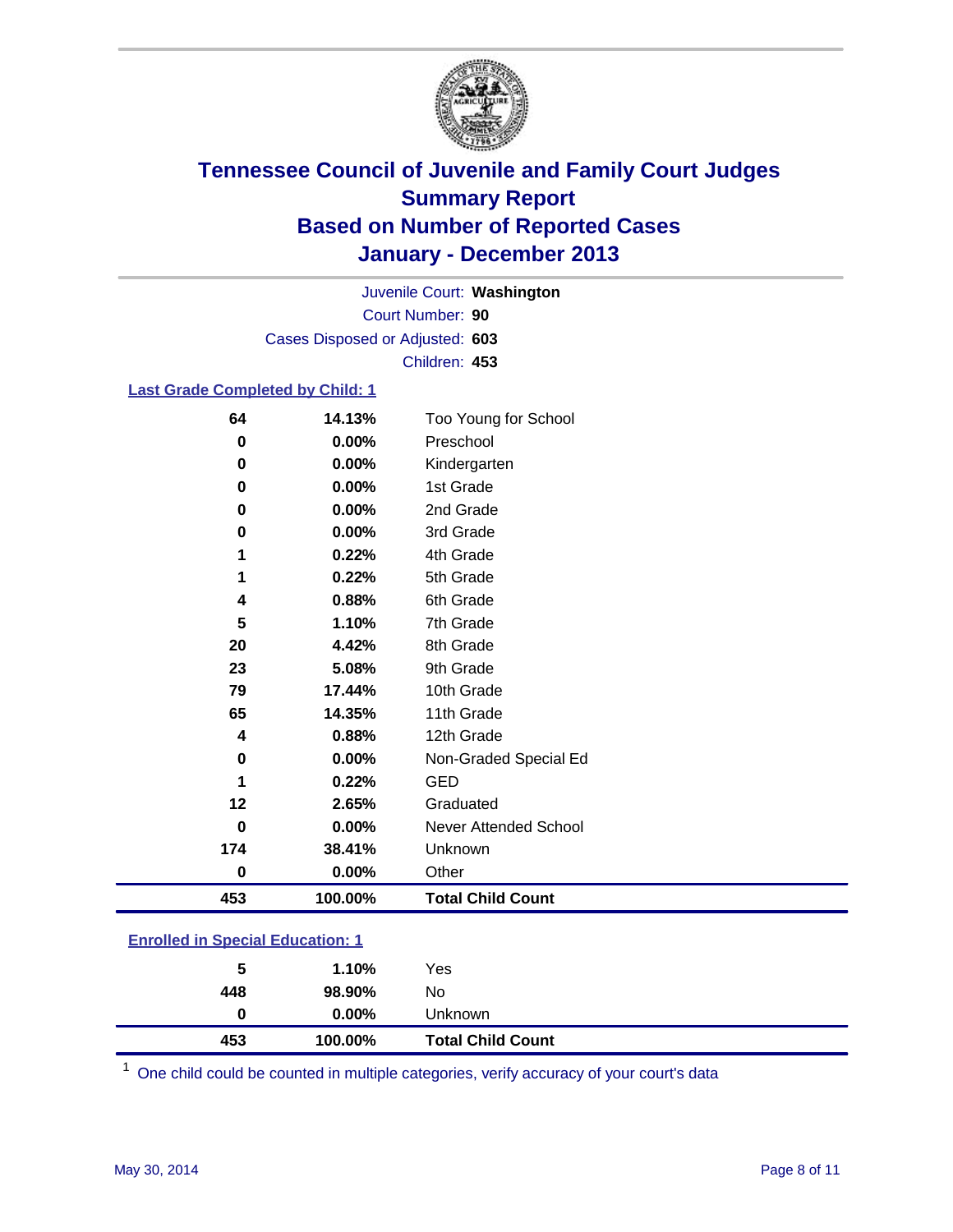# Tennessee Council of Juvenile and Family Court Judges
## Summary Report
## Based on Number of Reported Cases
## January - December 2013

Juvenile Court: **Washington**
Court Number: **90**
Cases Disposed or Adjusted: **603**
Children: **453**

### Last Grade Completed by Child: 1

| | | |
|---|---|---|
| 64 | 14.13% | Too Young for School |
| 0 | 0.00% | Preschool |
| 0 | 0.00% | Kindergarten |
| 0 | 0.00% | 1st Grade |
| 0 | 0.00% | 2nd Grade |
| 0 | 0.00% | 3rd Grade |
| 1 | 0.22% | 4th Grade |
| 1 | 0.22% | 5th Grade |
| 4 | 0.88% | 6th Grade |
| 5 | 1.10% | 7th Grade |
| 20 | 4.42% | 8th Grade |
| 23 | 5.08% | 9th Grade |
| 79 | 17.44% | 10th Grade |
| 65 | 14.35% | 11th Grade |
| 4 | 0.88% | 12th Grade |
| 0 | 0.00% | Non-Graded Special Ed |
| 1 | 0.22% | GED |
| 12 | 2.65% | Graduated |
| 0 | 0.00% | Never Attended School |
| 174 | 38.41% | Unknown |
| 0 | 0.00% | Other |
| **453** | **100.00%** | **Total Child Count** |

### Enrolled in Special Education: 1

| | | |
|---|---|---|
| 5 | 1.10% | Yes |
| 448 | 98.90% | No |
| 0 | 0.00% | Unknown |
| **453** | **100.00%** | **Total Child Count** |

[1] One child could be counted in multiple categories, verify accuracy of your court's data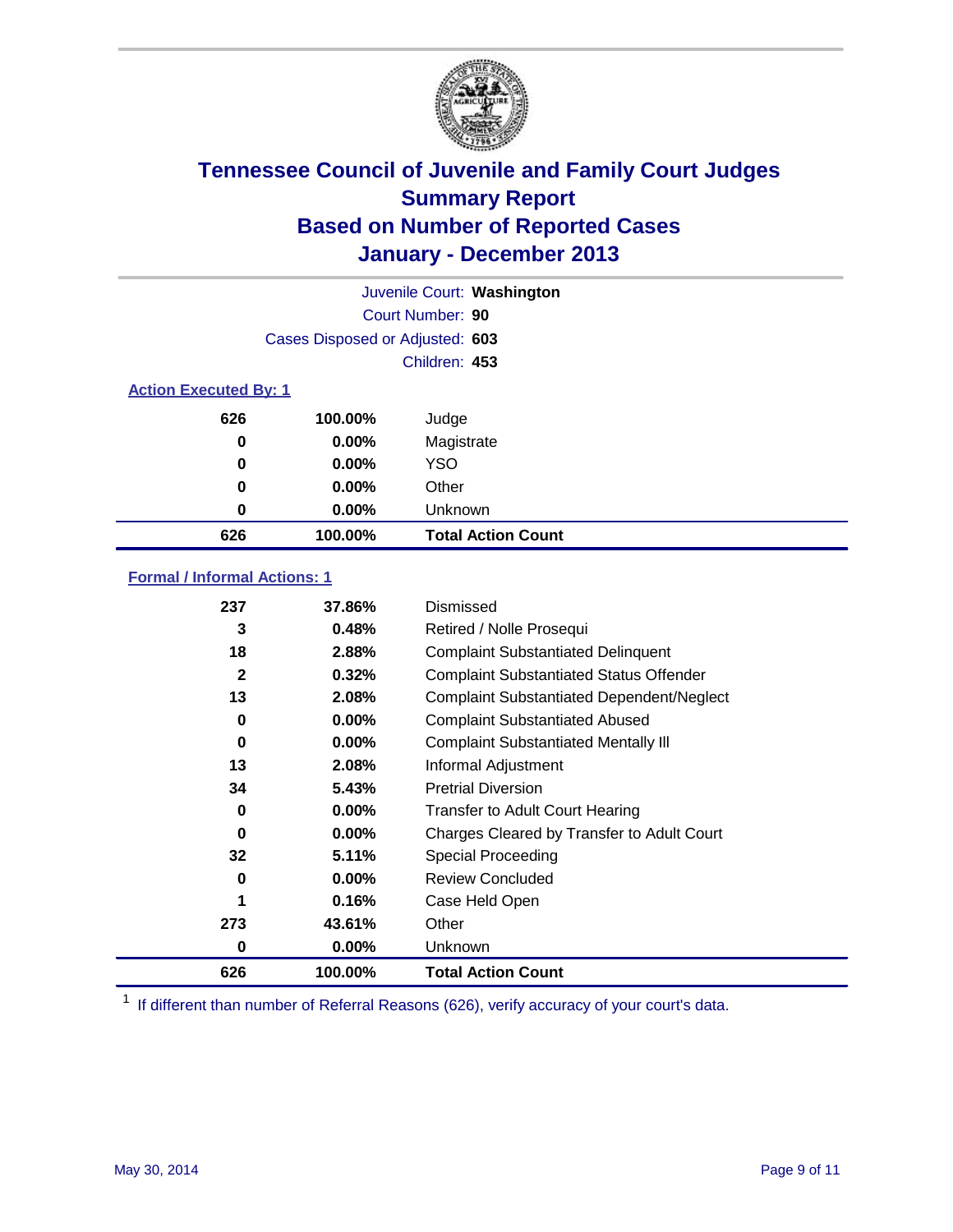# Tennessee Council of Juvenile and Family Court Judges
## Summary Report
## Based on Number of Reported Cases
## January - December 2013

Juvenile Court: **Washington**
Court Number: **90**
Cases Disposed or Adjusted: **603**
Children: **453**

### Action Executed By: 1

| | | |
|---|---|---|
| 626 | 100.00% | Judge |
| 0 | 0.00% | Magistrate |
| 0 | 0.00% | YSO |
| 0 | 0.00% | Other |
| 0 | 0.00% | Unknown |
| **626** | **100.00%** | **Total Action Count** |

### Formal / Informal Actions: 1

| | | |
|---|---|---|
| 237 | 37.86% | Dismissed |
| 3 | 0.48% | Retired / Nolle Prosequi |
| 18 | 2.88% | Complaint Substantiated Delinquent |
| 2 | 0.32% | Complaint Substantiated Status Offender |
| 13 | 2.08% | Complaint Substantiated Dependent/Neglect |
| 0 | 0.00% | Complaint Substantiated Abused |
| 0 | 0.00% | Complaint Substantiated Mentally Ill |
| 13 | 2.08% | Informal Adjustment |
| 34 | 5.43% | Pretrial Diversion |
| 0 | 0.00% | Transfer to Adult Court Hearing |
| 0 | 0.00% | Charges Cleared by Transfer to Adult Court |
| 32 | 5.11% | Special Proceeding |
| 0 | 0.00% | Review Concluded |
| 1 | 0.16% | Case Held Open |
| 273 | 43.61% | Other |
| 0 | 0.00% | Unknown |
| **626** | **100.00%** | **Total Action Count** |

[1] If different than number of Referral Reasons (626), verify accuracy of your court's data.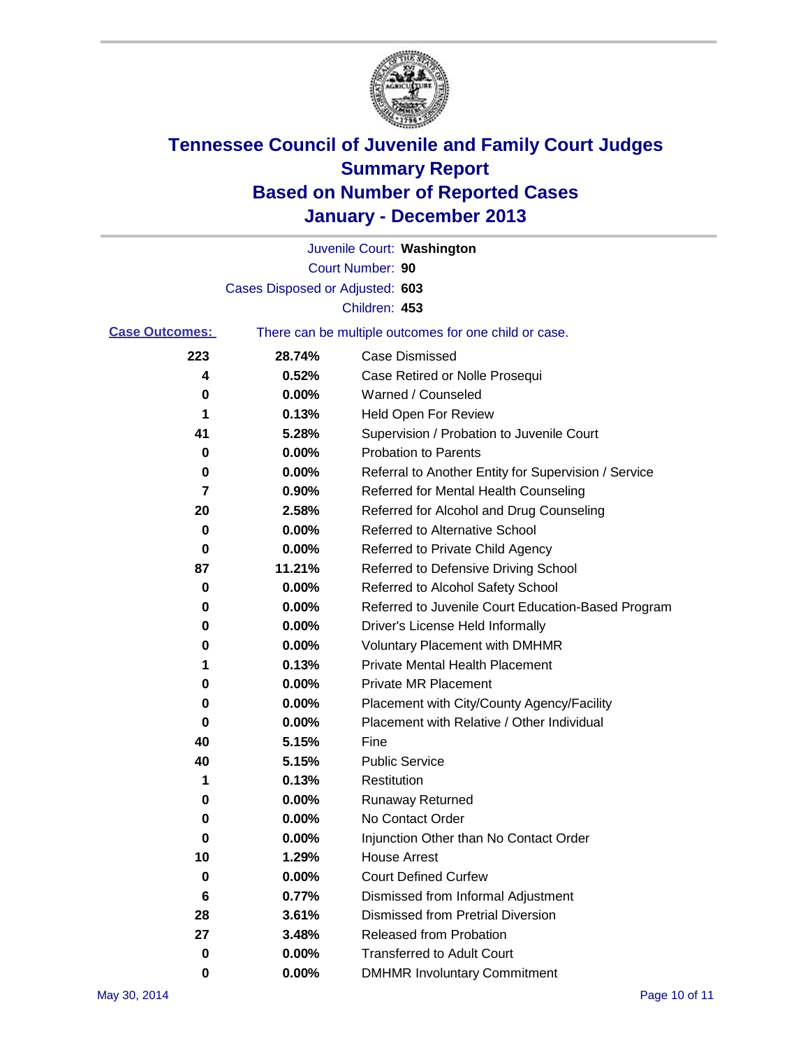# Tennessee Council of Juvenile and Family Court Judges
## Summary Report
## Based on Number of Reported Cases
## January - December 2013

Juvenile Court: **Washington**
Court Number: **90**
Cases Disposed or Adjusted: **603**
Children: **453**

**Case Outcomes:** There can be multiple outcomes for one child or case.

| Count | Percent | Outcome |
|---|---|---|
| 223 | 28.74% | Case Dismissed |
| 4 | 0.52% | Case Retired or Nolle Prosequi |
| 0 | 0.00% | Warned / Counseled |
| 1 | 0.13% | Held Open For Review |
| 41 | 5.28% | Supervision / Probation to Juvenile Court |
| 0 | 0.00% | Probation to Parents |
| 0 | 0.00% | Referral to Another Entity for Supervision / Service |
| 7 | 0.90% | Referred for Mental Health Counseling |
| 20 | 2.58% | Referred for Alcohol and Drug Counseling |
| 0 | 0.00% | Referred to Alternative School |
| 0 | 0.00% | Referred to Private Child Agency |
| 87 | 11.21% | Referred to Defensive Driving School |
| 0 | 0.00% | Referred to Alcohol Safety School |
| 0 | 0.00% | Referred to Juvenile Court Education-Based Program |
| 0 | 0.00% | Driver's License Held Informally |
| 0 | 0.00% | Voluntary Placement with DMHMR |
| 1 | 0.13% | Private Mental Health Placement |
| 0 | 0.00% | Private MR Placement |
| 0 | 0.00% | Placement with City/County Agency/Facility |
| 0 | 0.00% | Placement with Relative / Other Individual |
| 40 | 5.15% | Fine |
| 40 | 5.15% | Public Service |
| 1 | 0.13% | Restitution |
| 0 | 0.00% | Runaway Returned |
| 0 | 0.00% | No Contact Order |
| 0 | 0.00% | Injunction Other than No Contact Order |
| 10 | 1.29% | House Arrest |
| 0 | 0.00% | Court Defined Curfew |
| 6 | 0.77% | Dismissed from Informal Adjustment |
| 28 | 3.61% | Dismissed from Pretrial Diversion |
| 27 | 3.48% | Released from Probation |
| 0 | 0.00% | Transferred to Adult Court |
| 0 | 0.00% | DMHMR Involuntary Commitment |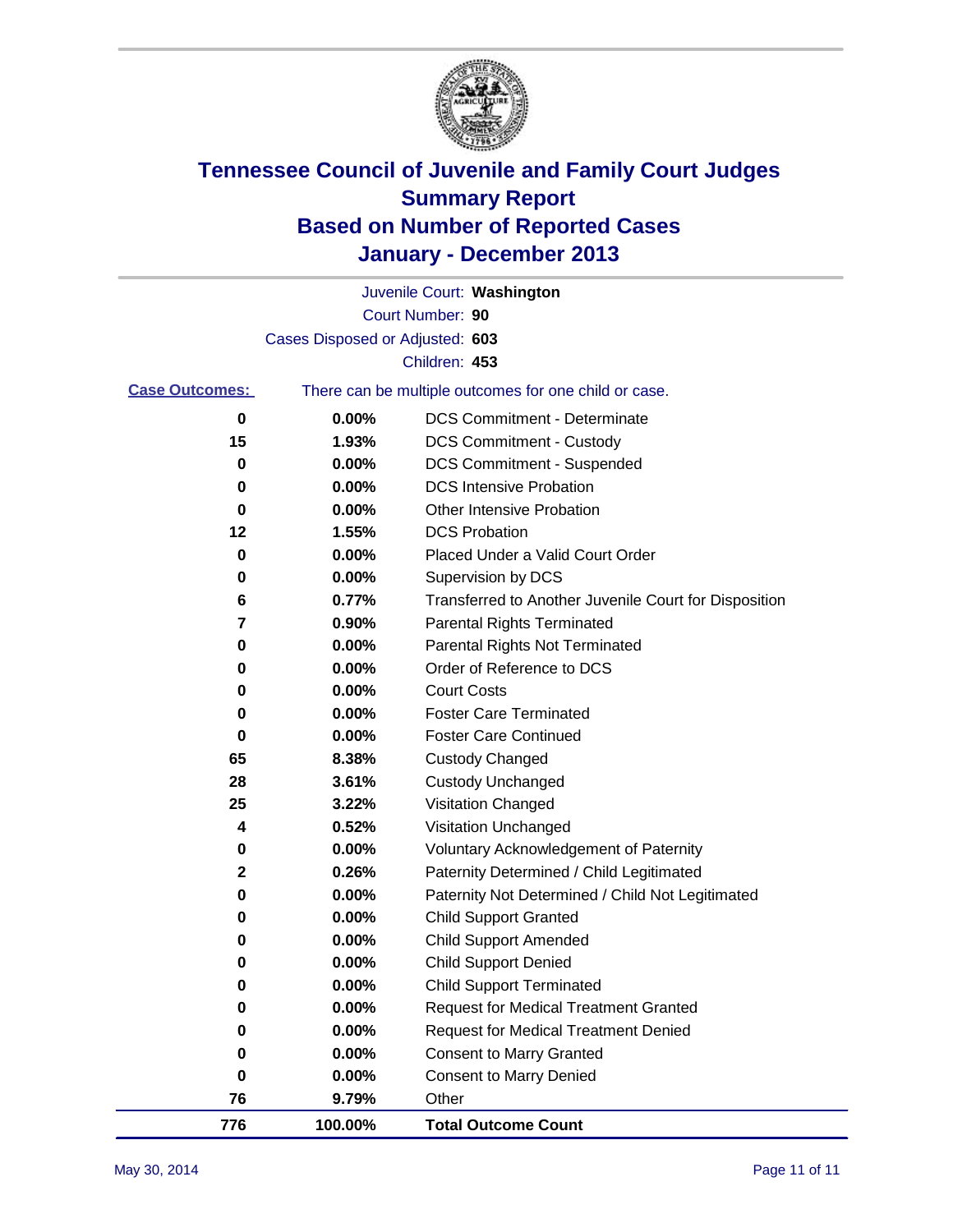# Tennessee Council of Juvenile and Family Court Judges
## Summary Report
## Based on Number of Reported Cases
## January - December 2013

Juvenile Court: **Washington**

Court Number: **90**

Cases Disposed or Adjusted: **603**

Children: **453**

**Case Outcomes:** There can be multiple outcomes for one child or case.

| | | |
|---|---|---|
| 0 | 0.00% | DCS Commitment - Determinate |
| 15 | 1.93% | DCS Commitment - Custody |
| 0 | 0.00% | DCS Commitment - Suspended |
| 0 | 0.00% | DCS Intensive Probation |
| 0 | 0.00% | Other Intensive Probation |
| 12 | 1.55% | DCS Probation |
| 0 | 0.00% | Placed Under a Valid Court Order |
| 0 | 0.00% | Supervision by DCS |
| 6 | 0.77% | Transferred to Another Juvenile Court for Disposition |
| 7 | 0.90% | Parental Rights Terminated |
| 0 | 0.00% | Parental Rights Not Terminated |
| 0 | 0.00% | Order of Reference to DCS |
| 0 | 0.00% | Court Costs |
| 0 | 0.00% | Foster Care Terminated |
| 0 | 0.00% | Foster Care Continued |
| 65 | 8.38% | Custody Changed |
| 28 | 3.61% | Custody Unchanged |
| 25 | 3.22% | Visitation Changed |
| 4 | 0.52% | Visitation Unchanged |
| 0 | 0.00% | Voluntary Acknowledgement of Paternity |
| 2 | 0.26% | Paternity Determined / Child Legitimated |
| 0 | 0.00% | Paternity Not Determined / Child Not Legitimated |
| 0 | 0.00% | Child Support Granted |
| 0 | 0.00% | Child Support Amended |
| 0 | 0.00% | Child Support Denied |
| 0 | 0.00% | Child Support Terminated |
| 0 | 0.00% | Request for Medical Treatment Granted |
| 0 | 0.00% | Request for Medical Treatment Denied |
| 0 | 0.00% | Consent to Marry Granted |
| 0 | 0.00% | Consent to Marry Denied |
| 76 | 9.79% | Other |
| **776** | **100.00%** | **Total Outcome Count** |

May 30, 2014